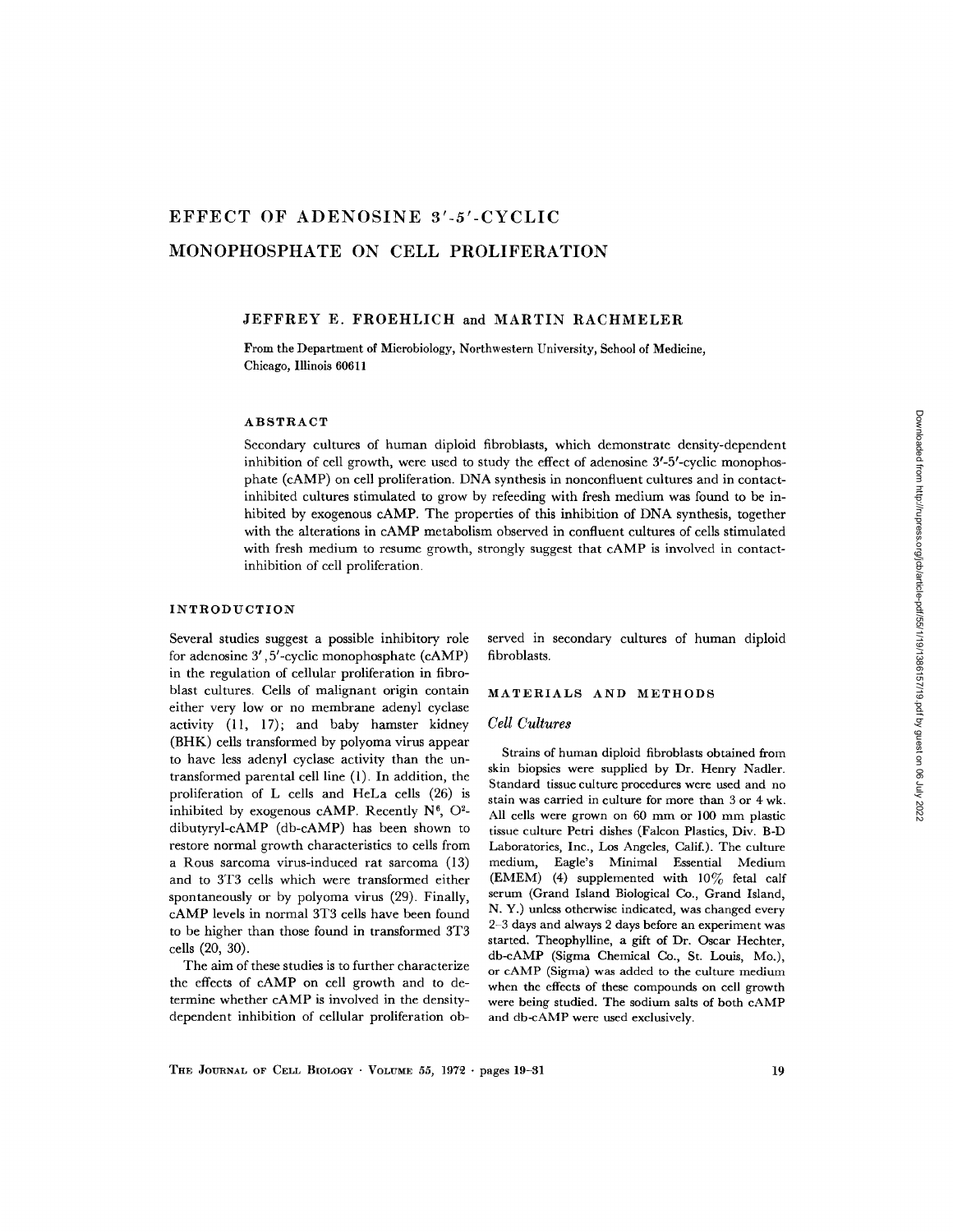# EFFECT OF ADENOSINE 3′-5′-CYCLIC MONOPHOSPHATE ON CELL PROLIFERATION

JEFFREY E. FROEHLICH and MARTIN RACHMELER

From the Department of Microbiology, Northwestern University, School of Medicine, Chicago, Illinois 60611

## ABSTRACT

Secondary cultures of human diploid fibroblasts, which demonstrate density-dependent inhibition of cell growth, were used to study the effect of adenosine 3′-5′-cyclic monophosphate (cAMP) on cell proliferation. DNA synthesis in nonconfluent cultures and in contact-inhibited cultures stimulated to grow by refeeding with fresh medium was found to be inhibited by exogenous cAMP. The properties of this inhibition of DNA synthesis, together with the alterations in cAMP metabolism observed in confluent cultures of cells stimulated with fresh medium to resume growth, strongly suggest that cAMP is involved in contact-inhibition of cell proliferation.

## INTRODUCTION

Several studies suggest a possible inhibitory role for adenosine 3′,5′-cyclic monophosphate (cAMP) in the regulation of cellular proliferation in fibroblast cultures. Cells of malignant origin contain either very low or no membrane adenyl cyclase activity (11, 17); and baby hamster kidney (BHK) cells transformed by polyoma virus appear to have less adenyl cyclase activity than the untransformed parental cell line (1). In addition, the proliferation of L cells and HeLa cells (26) is inhibited by exogenous cAMP. Recently $N^6$, $O^2$-dibutyryl-cAMP (db-cAMP) has been shown to restore normal growth characteristics to cells from a Rous sarcoma virus-induced rat sarcoma (13) and to 3T3 cells which were transformed either spontaneously or by polyoma virus (29). Finally, cAMP levels in normal 3T3 cells have been found to be higher than those found in transformed 3T3 cells (20, 30).

The aim of these studies is to further characterize the effects of cAMP on cell growth and to determine whether cAMP is involved in the density-dependent inhibition of cellular proliferation observed in secondary cultures of human diploid fibroblasts.

## MATERIALS AND METHODS

### *Cell Cultures*

Strains of human diploid fibroblasts obtained from skin biopsies were supplied by Dr. Henry Nadler. Standard tissue culture procedures were used and no stain was carried in culture for more than 3 or 4 wk. All cells were grown on 60 mm or 100 mm plastic tissue culture Petri dishes (Falcon Plastics, Div. B-D Laboratories, Inc., Los Angeles, Calif.). The culture medium, Eagle's Minimal Essential Medium (EMEM) (4) supplemented with 10% fetal calf serum (Grand Island Biological Co., Grand Island, N. Y.) unless otherwise indicated, was changed every 2–3 days and always 2 days before an experiment was started. Theophylline, a gift of Dr. Oscar Hechter, db-cAMP (Sigma Chemical Co., St. Louis, Mo.), or cAMP (Sigma) was added to the culture medium when the effects of these compounds on cell growth were being studied. The sodium salts of both cAMP and db-cAMP were used exclusively.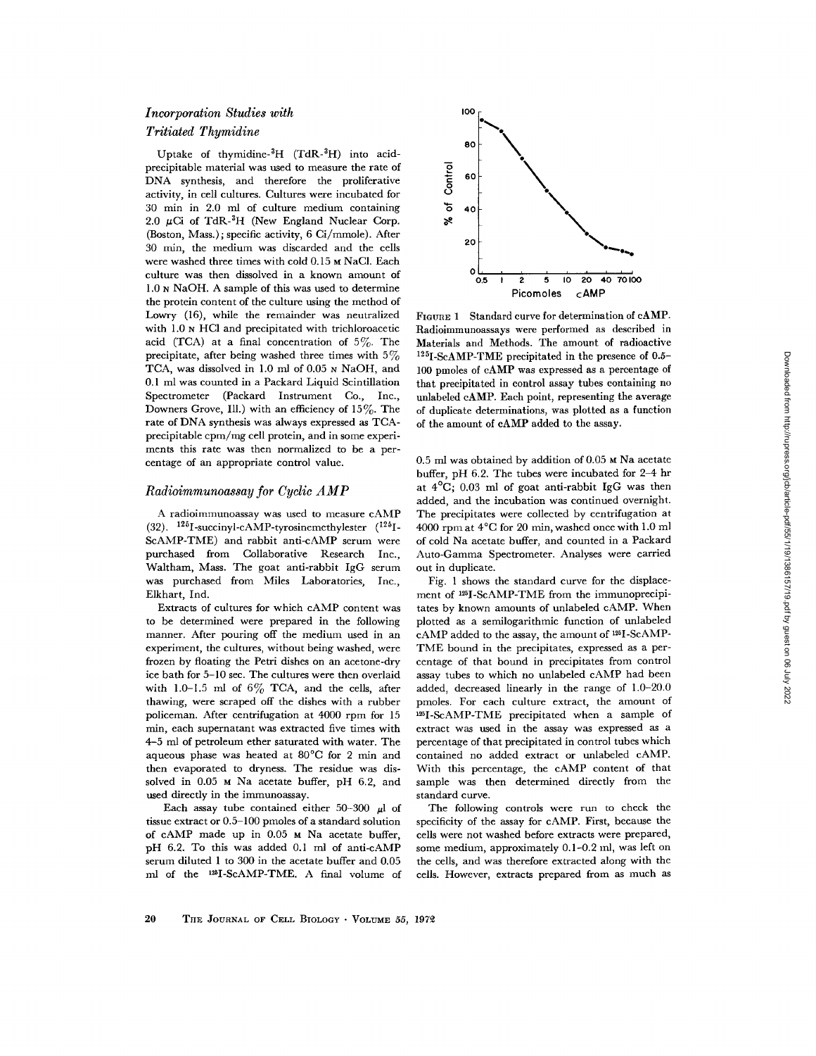### *Incorporation Studies with Tritiated Thymidine*

Uptake of thymidine-$^3$H (TdR-$^3$H) into acid-precipitable material was used to measure the rate of DNA synthesis, and therefore the proliferative activity, in cell cultures. Cultures were incubated for 30 min in 2.0 ml of culture medium containing 2.0 $\mu$Ci of TdR-$^3$H (New England Nuclear Corp. (Boston, Mass.); specific activity, 6 Ci/mmole). After 30 min, the medium was discarded and the cells were washed three times with cold 0.15 M NaCl. Each culture was then dissolved in a known amount of 1.0 N NaOH. A sample of this was used to determine the protein content of the culture using the method of Lowry (16), while the remainder was neutralized with 1.0 N HCl and precipitated with trichloroacetic acid (TCA) at a final concentration of 5%. The precipitate, after being washed three times with 5% TCA, was dissolved in 1.0 ml of 0.05 N NaOH, and 0.1 ml was counted in a Packard Liquid Scintillation Spectrometer (Packard Instrument Co., Inc., Downers Grove, Ill.) with an efficiency of 15%. The rate of DNA synthesis was always expressed as TCA-precipitable cpm/mg cell protein, and in some experiments this rate was then normalized to be a percentage of an appropriate control value.

### *Radioimmunoassay for Cyclic AMP*

A radioimmunoassay was used to measure cAMP (32). $^{125}$I-succinyl-cAMP-tyrosinemethylester ($^{125}$I-ScAMP-TME) and rabbit anti-cAMP serum were purchased from Collaborative Research Inc., Waltham, Mass. The goat anti-rabbit IgG serum was purchased from Miles Laboratories, Inc., Elkhart, Ind.

Extracts of cultures for which cAMP content was to be determined were prepared in the following manner. After pouring off the medium used in an experiment, the cultures, without being washed, were frozen by floating the Petri dishes on an acetone-dry ice bath for 5–10 sec. The cultures were then overlaid with 1.0–1.5 ml of 6% TCA, and the cells, after thawing, were scraped off the dishes with a rubber policeman. After centrifugation at 4000 rpm for 15 min, each supernatant was extracted five times with 4–5 ml of petroleum ether saturated with water. The aqueous phase was heated at 80°C for 2 min and then evaporated to dryness. The residue was dissolved in 0.05 M Na acetate buffer, pH 6.2, and used directly in the immunoassay.

Each assay tube contained either 50–300 $\mu$l of tissue extract or 0.5–100 pmoles of a standard solution of cAMP made up in 0.05 M Na acetate buffer, pH 6.2. To this was added 0.1 ml of anti-cAMP serum diluted 1 to 300 in the acetate buffer and 0.05 ml of the $^{125}$I-ScAMP-TME. A final volume of 0.5 ml was obtained by addition of 0.05 M Na acetate buffer, pH 6.2. The tubes were incubated for 2–4 hr at 4°C; 0.03 ml of goat anti-rabbit IgG was then added, and the incubation was continued overnight. The precipitates were collected by centrifugation at 4000 rpm at 4°C for 20 min, washed once with 1.0 ml of cold Na acetate buffer, and counted in a Packard Auto-Gamma Spectrometer. Analyses were carried out in duplicate.

FIGURE 1 Standard curve for determination of cAMP. Radioimmunoassays were performed as described in Materials and Methods. The amount of radioactive $^{125}$I-ScAMP-TME precipitated in the presence of 0.5–100 pmoles of cAMP was expressed as a percentage of that precipitated in control assay tubes containing no unlabeled cAMP. Each point, representing the average of duplicate determinations, was plotted as a function of the amount of cAMP added to the assay.

Fig. 1 shows the standard curve for the displacement of $^{125}$I-ScAMP-TME from the immunoprecipitates by known amounts of unlabeled cAMP. When plotted as a semilogarithmic function of unlabeled cAMP added to the assay, the amount of $^{125}$I-ScAMP-TME bound in the precipitates, expressed as a percentage of that bound in precipitates from control assay tubes to which no unlabeled cAMP had been added, decreased linearly in the range of 1.0–20.0 pmoles. For each culture extract, the amount of $^{125}$I-ScAMP-TME precipitated when a sample of extract was used in the assay was expressed as a percentage of that precipitated in control tubes which contained no added extract or unlabeled cAMP. With this percentage, the cAMP content of that sample was then determined directly from the standard curve.

The following controls were run to check the specificity of the assay for cAMP. First, because the cells were not washed before extracts were prepared, some medium, approximately 0.1–0.2 ml, was left on the cells, and was therefore extracted along with the cells. However, extracts prepared from as much as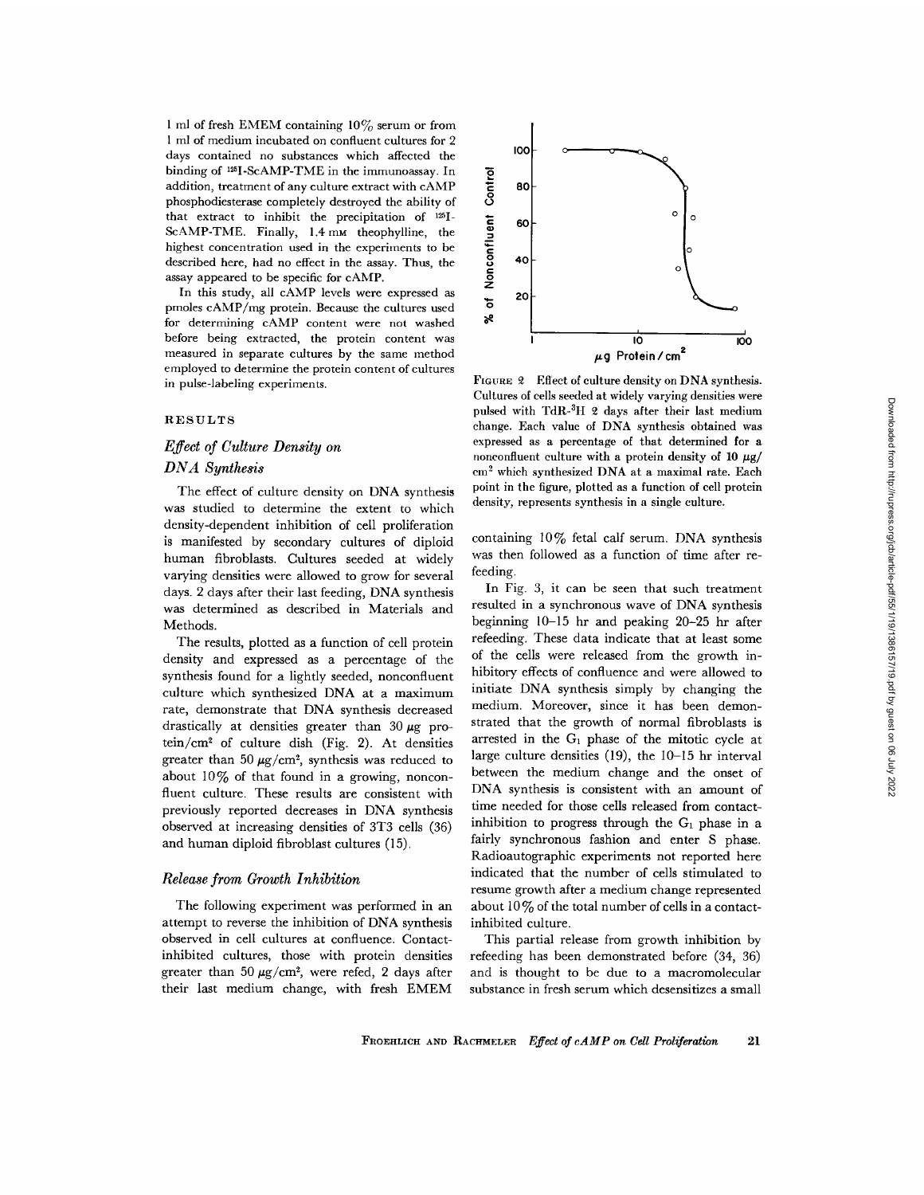1 ml of fresh EMEM containing 10% serum or from 1 ml of medium incubated on confluent cultures for 2 days contained no substances which affected the binding of $^{125}$I-ScAMP-TME in the immunoassay. In addition, treatment of any culture extract with cAMP phosphodiesterase completely destroyed the ability of that extract to inhibit the precipitation of $^{125}$I-ScAMP-TME. Finally, 1.4 mM theophylline, the highest concentration used in the experiments to be described here, had no effect in the assay. Thus, the assay appeared to be specific for cAMP.

In this study, all cAMP levels were expressed as pmoles cAMP/mg protein. Because the cultures used for determining cAMP content were not washed before being extracted, the protein content was measured in separate cultures by the same method employed to determine the protein content of cultures in pulse-labeling experiments.

## RESULTS

### *Effect of Culture Density on DNA Synthesis*

The effect of culture density on DNA synthesis was studied to determine the extent to which density-dependent inhibition of cell proliferation is manifested by secondary cultures of diploid human fibroblasts. Cultures seeded at widely varying densities were allowed to grow for several days. 2 days after their last feeding, DNA synthesis was determined as described in Materials and Methods.

The results, plotted as a function of cell protein density and expressed as a percentage of the synthesis found for a lightly seeded, nonconfluent culture which synthesized DNA at a maximum rate, demonstrate that DNA synthesis decreased drastically at densities greater than 30 $\mu$g protein/cm$^2$ of culture dish (Fig. 2). At densities greater than 50 $\mu$g/cm$^2$, synthesis was reduced to about 10% of that found in a growing, nonconfluent culture. These results are consistent with previously reported decreases in DNA synthesis observed at increasing densities of 3T3 cells (36) and human diploid fibroblast cultures (15).

FIGURE 2 Effect of culture density on DNA synthesis. Cultures of cells seeded at widely varying densities were pulsed with TdR-$^3$H 2 days after their last medium change. Each value of DNA synthesis obtained was expressed as a percentage of that determined for a nonconfluent culture with a protein density of 10 $\mu$g/cm$^2$ which synthesized DNA at a maximal rate. Each point in the figure, plotted as a function of cell protein density, represents synthesis in a single culture.

### *Release from Growth Inhibition*

The following experiment was performed in an attempt to reverse the inhibition of DNA synthesis observed in cell cultures at confluence. Contact-inhibited cultures, those with protein densities greater than 50 $\mu$g/cm$^2$, were refed, 2 days after their last medium change, with fresh EMEM containing 10% fetal calf serum. DNA synthesis was then followed as a function of time after refeeding.

In Fig. 3, it can be seen that such treatment resulted in a synchronous wave of DNA synthesis beginning 10–15 hr and peaking 20–25 hr after refeeding. These data indicate that at least some of the cells were released from the growth inhibitory effects of confluence and were allowed to initiate DNA synthesis simply by changing the medium. Moreover, since it has been demonstrated that the growth of normal fibroblasts is arrested in the $G_1$ phase of the mitotic cycle at large culture densities (19), the 10–15 hr interval between the medium change and the onset of DNA synthesis is consistent with an amount of time needed for those cells released from contact-inhibition to progress through the $G_1$ phase in a fairly synchronous fashion and enter S phase. Radioautographic experiments not reported here indicated that the number of cells stimulated to resume growth after a medium change represented about 10% of the total number of cells in a contact-inhibited culture.

This partial release from growth inhibition by refeeding has been demonstrated before (34, 36) and is thought to be due to a macromolecular substance in fresh serum which desensitizes a small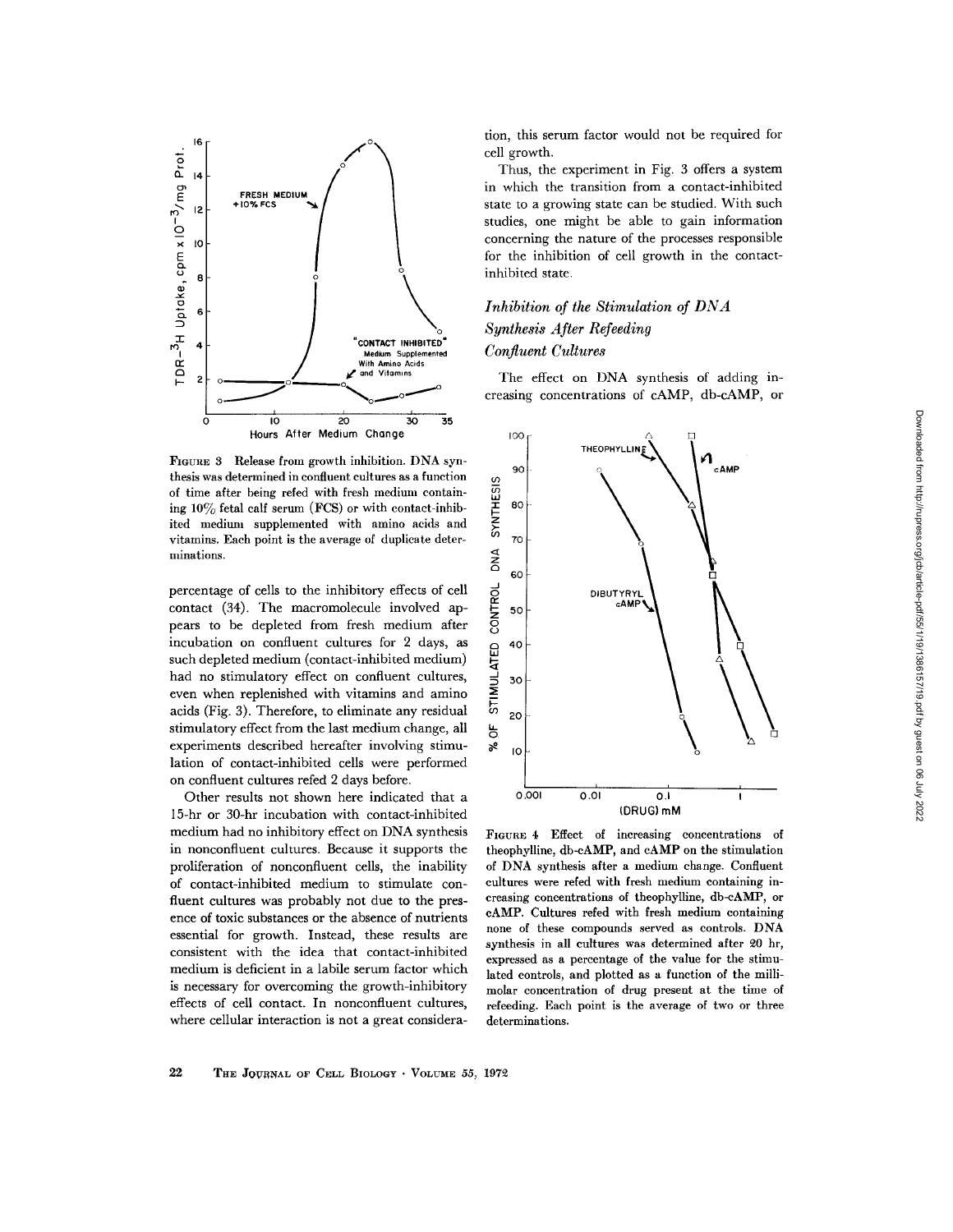FIGURE 3 Release from growth inhibition. DNA synthesis was determined in confluent cultures as a function of time after being refed with fresh medium containing 10% fetal calf serum (FCS) or with contact-inhibited medium supplemented with amino acids and vitamins. Each point is the average of duplicate determinations.

percentage of cells to the inhibitory effects of cell contact (34). The macromolecule involved appears to be depleted from fresh medium after incubation on confluent cultures for 2 days, as such depleted medium (contact-inhibited medium) had no stimulatory effect on confluent cultures, even when replenished with vitamins and amino acids (Fig. 3). Therefore, to eliminate any residual stimulatory effect from the last medium change, all experiments described hereafter involving stimulation of contact-inhibited cells were performed on confluent cultures refed 2 days before.

Other results not shown here indicated that a 15-hr or 30-hr incubation with contact-inhibited medium had no inhibitory effect on DNA synthesis in nonconfluent cultures. Because it supports the proliferation of nonconfluent cells, the inability of contact-inhibited medium to stimulate confluent cultures was probably not due to the presence of toxic substances or the absence of nutrients essential for growth. Instead, these results are consistent with the idea that contact-inhibited medium is deficient in a labile serum factor which is necessary for overcoming the growth-inhibitory effects of cell contact. In nonconfluent cultures, where cellular interaction is not a great consideration, this serum factor would not be required for cell growth.

Thus, the experiment in Fig. 3 offers a system in which the transition from a contact-inhibited state to a growing state can be studied. With such studies, one might be able to gain information concerning the nature of the processes responsible for the inhibition of cell growth in the contact-inhibited state.

### *Inhibition of the Stimulation of DNA Synthesis After Refeeding Confluent Cultures*

The effect on DNA synthesis of adding increasing concentrations of cAMP, db-cAMP, or

FIGURE 4 Effect of increasing concentrations of theophylline, db-cAMP, and cAMP on the stimulation of DNA synthesis after a medium change. Confluent cultures were refed with fresh medium containing increasing concentrations of theophylline, db-cAMP, or cAMP. Cultures refed with fresh medium containing none of these compounds served as controls. DNA synthesis in all cultures was determined after 20 hr, expressed as a percentage of the value for the stimulated controls, and plotted as a function of the millimolar concentration of drug present at the time of refeeding. Each point is the average of two or three determinations.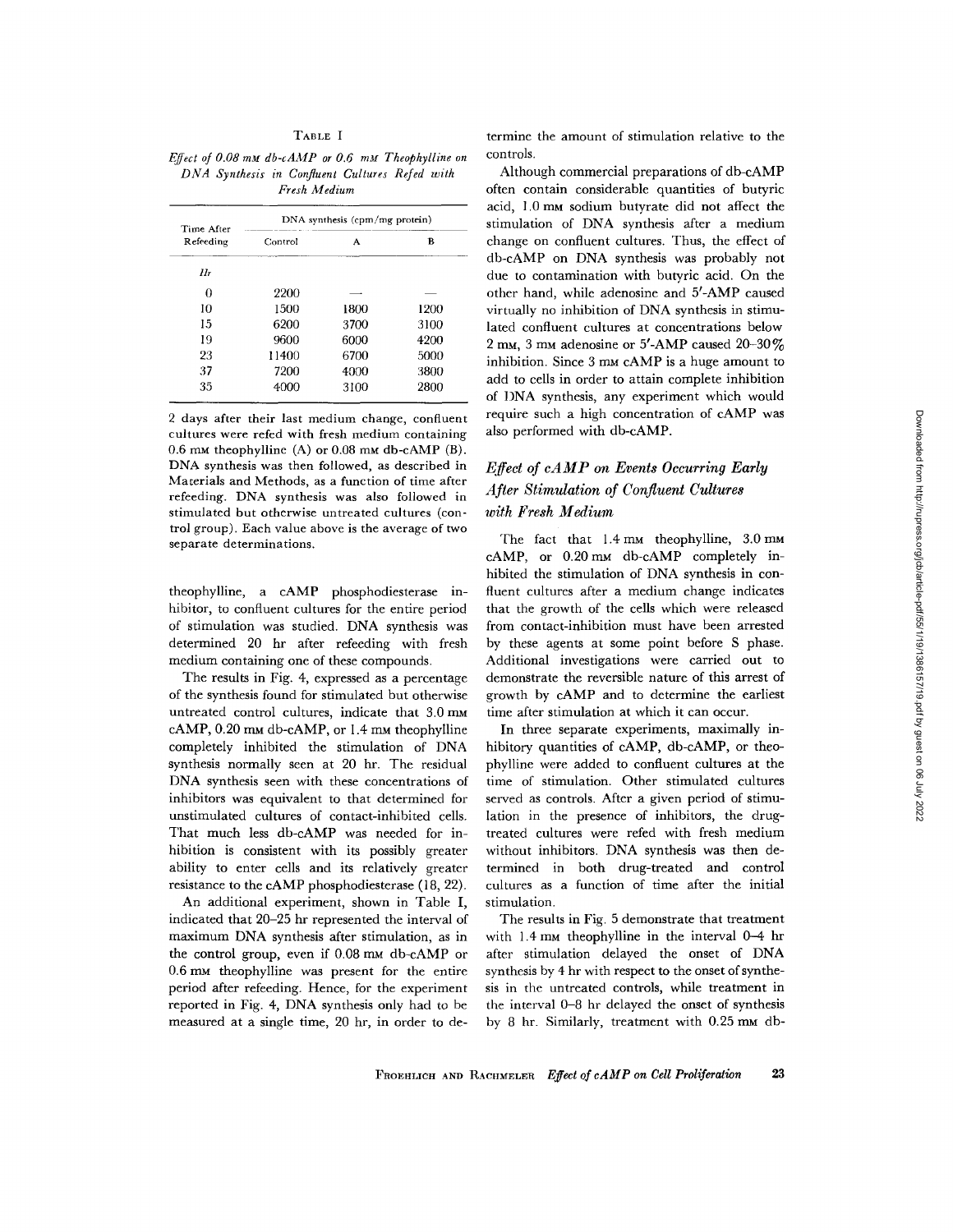TABLE I

*Effect of 0.08 mM db-cAMP or 0.6 mM Theophylline on DNA Synthesis in Confluent Cultures Refed with Fresh Medium*

| Time After Refeeding | DNA synthesis (cpm/mg protein) | | |
|---|---|---|---|
| | Control | A | B |
| *Hr* | | | |
| 0 | 2200 | — | — |
| 10 | 1500 | 1800 | 1200 |
| 15 | 6200 | 3700 | 3100 |
| 19 | 9600 | 6000 | 4200 |
| 23 | 11400 | 6700 | 5000 |
| 37 | 7200 | 4000 | 3800 |
| 35 | 4000 | 3100 | 2800 |

2 days after their last medium change, confluent cultures were refed with fresh medium containing 0.6 mM theophylline (A) or 0.08 mM db-cAMP (B). DNA synthesis was then followed, as described in Materials and Methods, as a function of time after refeeding. DNA synthesis was also followed in stimulated but otherwise untreated cultures (control group). Each value above is the average of two separate determinations.

theophylline, a cAMP phosphodiesterase inhibitor, to confluent cultures for the entire period of stimulation was studied. DNA synthesis was determined 20 hr after refeeding with fresh medium containing one of these compounds.

The results in Fig. 4, expressed as a percentage of the synthesis found for stimulated but otherwise untreated control cultures, indicate that 3.0 mM cAMP, 0.20 mM db-cAMP, or 1.4 mM theophylline completely inhibited the stimulation of DNA synthesis normally seen at 20 hr. The residual DNA synthesis seen with these concentrations of inhibitors was equivalent to that determined for unstimulated cultures of contact-inhibited cells. That much less db-cAMP was needed for inhibition is consistent with its possibly greater ability to enter cells and its relatively greater resistance to the cAMP phosphodiesterase (18, 22).

An additional experiment, shown in Table I, indicated that 20–25 hr represented the interval of maximum DNA synthesis after stimulation, as in the control group, even if 0.08 mM db-cAMP or 0.6 mM theophylline was present for the entire period after refeeding. Hence, for the experiment reported in Fig. 4, DNA synthesis only had to be measured at a single time, 20 hr, in order to determine the amount of stimulation relative to the controls.

Although commercial preparations of db-cAMP often contain considerable quantities of butyric acid, 1.0 mM sodium butyrate did not affect the stimulation of DNA synthesis after a medium change on confluent cultures. Thus, the effect of db-cAMP on DNA synthesis was probably not due to contamination with butyric acid. On the other hand, while adenosine and 5′-AMP caused virtually no inhibition of DNA synthesis in stimulated confluent cultures at concentrations below 2 mM, 3 mM adenosine or 5′-AMP caused 20–30% inhibition. Since 3 mM cAMP is a huge amount to add to cells in order to attain complete inhibition of DNA synthesis, any experiment which would require such a high concentration of cAMP was also performed with db-cAMP.

## *Effect of cAMP on Events Occurring Early After Stimulation of Confluent Cultures with Fresh Medium*

The fact that 1.4 mM theophylline, 3.0 mM cAMP, or 0.20 mM db-cAMP completely inhibited the stimulation of DNA synthesis in confluent cultures after a medium change indicates that the growth of the cells which were released from contact-inhibition must have been arrested by these agents at some point before S phase. Additional investigations were carried out to demonstrate the reversible nature of this arrest of growth by cAMP and to determine the earliest time after stimulation at which it can occur.

In three separate experiments, maximally inhibitory quantities of cAMP, db-cAMP, or theophylline were added to confluent cultures at the time of stimulation. Other stimulated cultures served as controls. After a given period of stimulation in the presence of inhibitors, the drug-treated cultures were refed with fresh medium without inhibitors. DNA synthesis was then determined in both drug-treated and control cultures as a function of time after the initial stimulation.

The results in Fig. 5 demonstrate that treatment with 1.4 mM theophylline in the interval 0–4 hr after stimulation delayed the onset of DNA synthesis by 4 hr with respect to the onset of synthesis in the untreated controls, while treatment in the interval 0–8 hr delayed the onset of synthesis by 8 hr. Similarly, treatment with 0.25 mM db-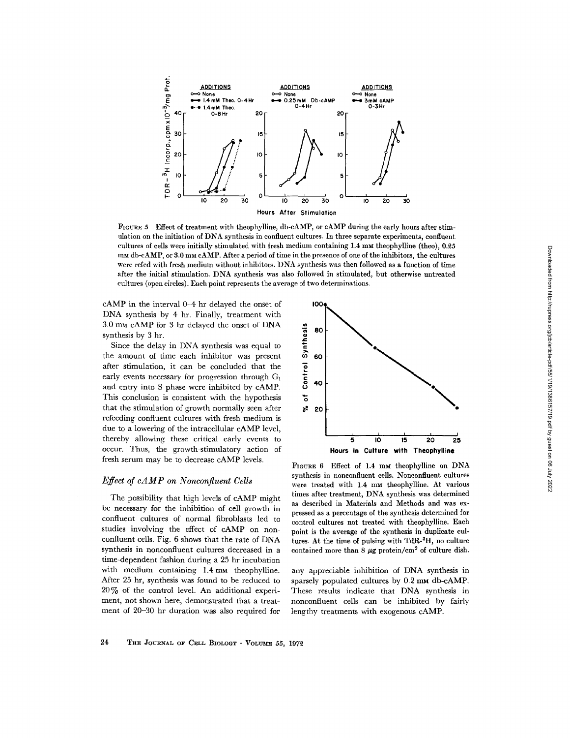FIGURE 5 Effect of treatment with theophylline, db-cAMP, or cAMP during the early hours after stimulation on the initiation of DNA synthesis in confluent cultures. In three separate experiments, confluent cultures of cells were initially stimulated with fresh medium containing 1.4 mM theophylline (theo), 0.25 mM db-cAMP, or 3.0 mM cAMP. After a period of time in the presence of one of the inhibitors, the cultures were refed with fresh medium without inhibitors. DNA synthesis was then followed as a function of time after the initial stimulation. DNA synthesis was also followed in stimulated, but otherwise untreated cultures (open circles). Each point represents the average of two determinations.

cAMP in the interval 0–4 hr delayed the onset of DNA synthesis by 4 hr. Finally, treatment with 3.0 mM cAMP for 3 hr delayed the onset of DNA synthesis by 3 hr.

Since the delay in DNA synthesis was equal to the amount of time each inhibitor was present after stimulation, it can be concluded that the early events necessary for progression through $G_1$ and entry into S phase were inhibited by cAMP. This conclusion is consistent with the hypothesis that the stimulation of growth normally seen after refeeding confluent cultures with fresh medium is due to a lowering of the intracellular cAMP level, thereby allowing these critical early events to occur. Thus, the growth-stimulatory action of fresh serum may be to decrease cAMP levels.

## *Effect of cAMP on Nonconfluent Cells*

The possibility that high levels of cAMP might be necessary for the inhibition of cell growth in confluent cultures of normal fibroblasts led to studies involving the effect of cAMP on nonconfluent cells. Fig. 6 shows that the rate of DNA synthesis in nonconfluent cultures decreased in a time-dependent fashion during a 25 hr incubation with medium containing 1.4 mM theophylline. After 25 hr, synthesis was found to be reduced to 20% of the control level. An additional experiment, not shown here, demonstrated that a treatment of 20–30 hr duration was also required for any appreciable inhibition of DNA synthesis in sparsely populated cultures by 0.2 mM db-cAMP. These results indicate that DNA synthesis in nonconfluent cells can be inhibited by fairly lengthy treatments with exogenous cAMP.

FIGURE 6 Effect of 1.4 mM theophylline on DNA synthesis in nonconfluent cells. Nonconfluent cultures were treated with 1.4 mM theophylline. At various times after treatment, DNA synthesis was determined as described in Materials and Methods and was expressed as a percentage of the synthesis determined for control cultures not treated with theophylline. Each point is the average of the synthesis in duplicate cultures. At the time of pulsing with TdR-$^3$H, no culture contained more than 8 μg protein/cm$^2$ of culture dish.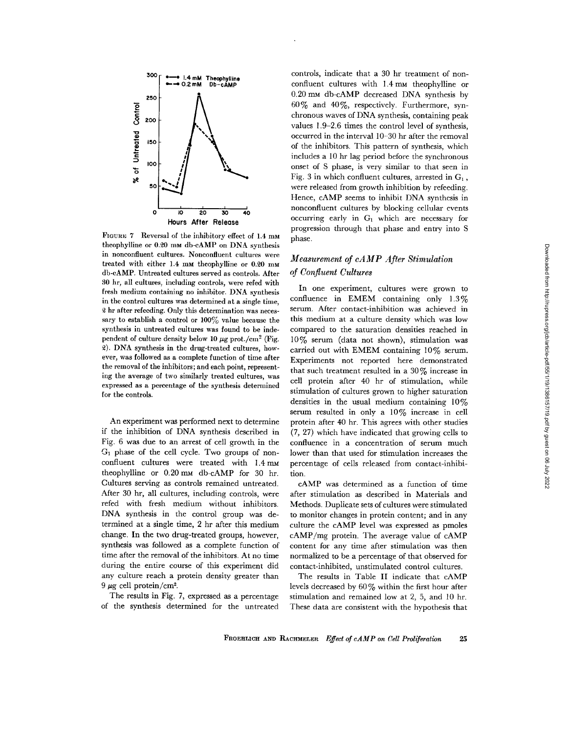FIGURE 7 Reversal of the inhibitory effect of 1.4 mM theophylline or 0.20 mM db-cAMP on DNA synthesis in nonconfluent cultures. Nonconfluent cultures were treated with either 1.4 mM theophylline or 0.20 mM db-cAMP. Untreated cultures served as controls. After 30 hr, all cultures, including controls, were refed with fresh medium containing no inhibitor. DNA synthesis in the control cultures was determined at a single time, 2 hr after refeeding. Only this determination was necessary to establish a control or 100% value because the synthesis in untreated cultures was found to be independent of culture density below 10 μg prot./cm² (Fig. 2). DNA synthesis in the drug-treated cultures, however, was followed as a complete function of time after the removal of the inhibitors; and each point, representing the average of two similarly treated cultures, was expressed as a percentage of the synthesis determined for the controls.

An experiment was performed next to determine if the inhibition of DNA synthesis described in Fig. 6 was due to an arrest of cell growth in the $G_1$ phase of the cell cycle. Two groups of nonconfluent cultures were treated with 1.4 mM theophylline or 0.20 mM db-cAMP for 30 hr. Cultures serving as controls remained untreated. After 30 hr, all cultures, including controls, were refed with fresh medium without inhibitors. DNA synthesis in the control group was determined at a single time, 2 hr after this medium change. In the two drug-treated groups, however, synthesis was followed as a complete function of time after the removal of the inhibitors. At no time during the entire course of this experiment did any culture reach a protein density greater than 9 μg cell protein/cm².

The results in Fig. 7, expressed as a percentage of the synthesis determined for the untreated controls, indicate that a 30 hr treatment of nonconfluent cultures with 1.4 mM theophylline or 0.20 mM db-cAMP decreased DNA synthesis by 60% and 40%, respectively. Furthermore, synchronous waves of DNA synthesis, containing peak values 1.9–2.6 times the control level of synthesis, occurred in the interval 10–30 hr after the removal of the inhibitors. This pattern of synthesis, which includes a 10 hr lag period before the synchronous onset of S phase, is very similar to that seen in Fig. 3 in which confluent cultures, arrested in $G_1$, were released from growth inhibition by refeeding. Hence, cAMP seems to inhibit DNA synthesis in nonconfluent cultures by blocking cellular events occurring early in $G_1$ which are necessary for progression through that phase and entry into S phase.

### *Measurement of cAMP After Stimulation of Confluent Cultures*

In one experiment, cultures were grown to confluence in EMEM containing only 1.3% serum. After contact-inhibition was achieved in this medium at a culture density which was low compared to the saturation densities reached in 10% serum (data not shown), stimulation was carried out with EMEM containing 10% serum. Experiments not reported here demonstrated that such treatment resulted in a 30% increase in cell protein after 40 hr of stimulation, while stimulation of cultures grown to higher saturation densities in the usual medium containing 10% serum resulted in only a 10% increase in cell protein after 40 hr. This agrees with other studies (7, 27) which have indicated that growing cells to confluence in a concentration of serum much lower than that used for stimulation increases the percentage of cells released from contact-inhibition.

cAMP was determined as a function of time after stimulation as described in Materials and Methods. Duplicate sets of cultures were stimulated to monitor changes in protein content; and in any culture the cAMP level was expressed as pmoles cAMP/mg protein. The average value of cAMP content for any time after stimulation was then normalized to be a percentage of that observed for contact-inhibited, unstimulated control cultures.

The results in Table II indicate that cAMP levels decreased by 60% within the first hour after stimulation and remained low at 2, 5, and 10 hr. These data are consistent with the hypothesis that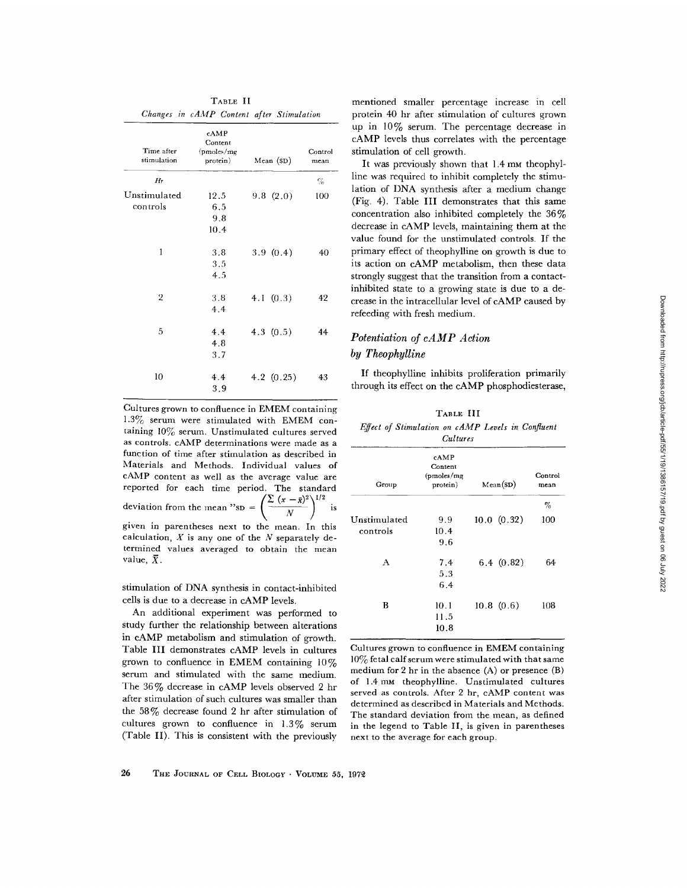TABLE II

*Changes in cAMP Content after Stimulation*

| Time after stimulation | cAMP Content (pmoles/mg protein) | Mean (SD) | Control mean |
|---|---|---|---|
| *Hr* | | | % |
| Unstimulated controls | 12.5<br>6.5<br>9.8<br>10.4 | 9.8 (2.0) | 100 |
| 1 | 3.8<br>3.5<br>4.5 | 3.9 (0.4) | 40 |
| 2 | 3.8<br>4.4 | 4.1 (0.3) | 42 |
| 5 | 4.4<br>4.8<br>3.7 | 4.3 (0.5) | 44 |
| 10 | 4.4<br>3.9 | 4.2 (0.25) | 43 |

Cultures grown to confluence in EMEM containing 1.3% serum were stimulated with EMEM containing 10% serum. Unstimulated cultures served as controls. cAMP determinations were made as a function of time after stimulation as described in Materials and Methods. Individual values of cAMP content as well as the average value are reported for each time period. The standard deviation from the mean "SD $= \left(\frac{\Sigma (x - \bar{x})^2}{N}\right)^{1/2}$" is given in parentheses next to the mean. In this calculation, $X$ is any one of the $N$ separately determined values averaged to obtain the mean value, $\bar{X}$.

stimulation of DNA synthesis in contact-inhibited cells is due to a decrease in cAMP levels.

An additional experiment was performed to study further the relationship between alterations in cAMP metabolism and stimulation of growth. Table III demonstrates cAMP levels in cultures grown to confluence in EMEM containing 10% serum and stimulated with the same medium. The 36% decrease in cAMP levels observed 2 hr after stimulation of such cultures was smaller than the 58% decrease found 2 hr after stimulation of cultures grown to confluence in 1.3% serum (Table II). This is consistent with the previously mentioned smaller percentage increase in cell protein 40 hr after stimulation of cultures grown up in 10% serum. The percentage decrease in cAMP levels thus correlates with the percentage stimulation of cell growth.

It was previously shown that 1.4 mM theophylline was required to inhibit completely the stimulation of DNA synthesis after a medium change (Fig. 4). Table III demonstrates that this same concentration also inhibited completely the 36% decrease in cAMP levels, maintaining them at the value found for the unstimulated controls. If the primary effect of theophylline on growth is due to its action on cAMP metabolism, then these data strongly suggest that the transition from a contact-inhibited state to a growing state is due to a decrease in the intracellular level of cAMP caused by refeeding with fresh medium.

## *Potentiation of cAMP Action by Theophylline*

If theophylline inhibits proliferation primarily through its effect on the cAMP phosphodiesterase,

TABLE III

*Effect of Stimulation on cAMP Levels in Confluent Cultures*

| Group | cAMP Content (pmoles/mg protein) | Mean (SD) | Control mean |
|---|---|---|---|
| | | | % |
| Unstimulated controls | 9.9<br>10.4<br>9.6 | 10.0 (0.32) | 100 |
| A | 7.4<br>5.3<br>6.4 | 6.4 (0.82) | 64 |
| B | 10.1<br>11.5<br>10.8 | 10.8 (0.6) | 108 |

Cultures grown to confluence in EMEM containing 10% fetal calf serum were stimulated with that same medium for 2 hr in the absence (A) or presence (B) of 1.4 mM theophylline. Unstimulated cultures served as controls. After 2 hr, cAMP content was determined as described in Materials and Methods. The standard deviation from the mean, as defined in the legend to Table II, is given in parentheses next to the average for each group.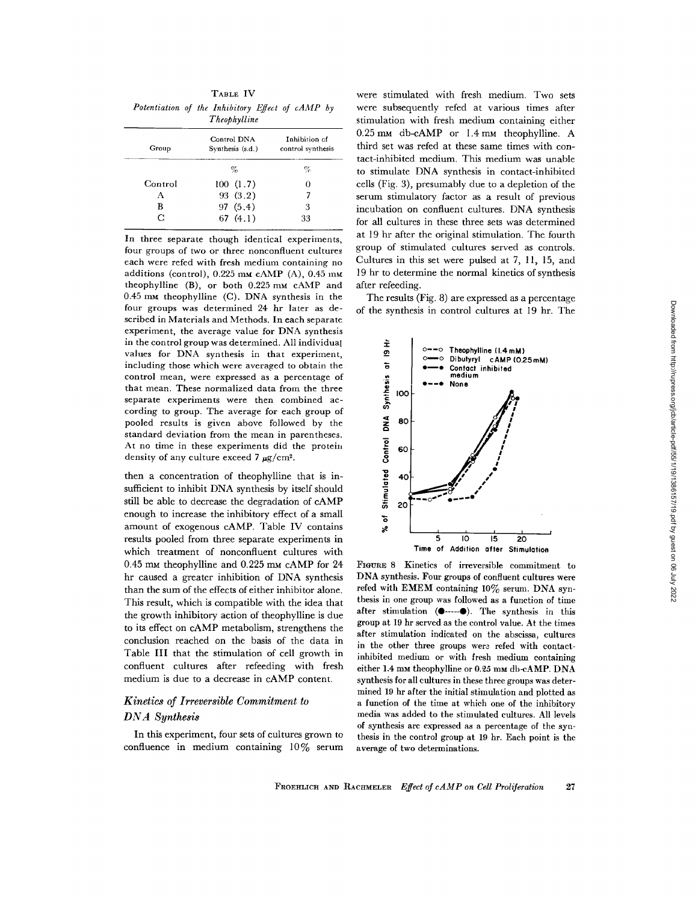TABLE IV

*Potentiation of the Inhibitory Effect of cAMP by Theophylline*

| Group | Control DNA Synthesis (s.d.) | Inhibition of control synthesis |
|---|---|---|
| | % | % |
| Control | 100 (1.7) | 0 |
| A | 93 (3.2) | 7 |
| B | 97 (5.4) | 3 |
| C | 67 (4.1) | 33 |

In three separate though identical experiments, four groups of two or three nonconfluent cultures each were refed with fresh medium containing no additions (control), 0.225 mM cAMP (A), 0.45 mM theophylline (B), or both 0.225 mM cAMP and 0.45 mM theophylline (C). DNA synthesis in the four groups was determined 24 hr later as described in Materials and Methods. In each separate experiment, the average value for DNA synthesis in the control group was determined. All individual values for DNA synthesis in that experiment, including those which were averaged to obtain the control mean, were expressed as a percentage of that mean. These normalized data from the three separate experiments were then combined according to group. The average for each group of pooled results is given above followed by the standard deviation from the mean in parentheses. At no time in these experiments did the protein density of any culture exceed 7 μg/cm².

then a concentration of theophylline that is insufficient to inhibit DNA synthesis by itself should still be able to decrease the degradation of cAMP enough to increase the inhibitory effect of a small amount of exogenous cAMP. Table IV contains results pooled from three separate experiments in which treatment of nonconfluent cultures with 0.45 mM theophylline and 0.225 mM cAMP for 24 hr caused a greater inhibition of DNA synthesis than the sum of the effects of either inhibitor alone. This result, which is compatible with the idea that the growth inhibitory action of theophylline is due to its effect on cAMP metabolism, strengthens the conclusion reached on the basis of the data in Table III that the stimulation of cell growth in confluent cultures after refeeding with fresh medium is due to a decrease in cAMP content.

## *Kinetics of Irreversible Commitment to DNA Synthesis*

In this experiment, four sets of cultures grown to confluence in medium containing 10% serum were stimulated with fresh medium. Two sets were subsequently refed at various times after stimulation with fresh medium containing either 0.25 mM db-cAMP or 1.4 mM theophylline. A third set was refed at these same times with contact-inhibited medium. This medium was unable to stimulate DNA synthesis in contact-inhibited cells (Fig. 3), presumably due to a depletion of the serum stimulatory factor as a result of previous incubation on confluent cultures. DNA synthesis for all cultures in these three sets was determined at 19 hr after the original stimulation. The fourth group of stimulated cultures served as controls. Cultures in this set were pulsed at 7, 11, 15, and 19 hr to determine the normal kinetics of synthesis after refeeding.

The results (Fig. 8) are expressed as a percentage of the synthesis in control cultures at 19 hr. The

FIGURE 8 Kinetics of irreversible commitment to DNA synthesis. Four groups of confluent cultures were refed with EMEM containing 10% serum. DNA synthesis in one group was followed as a function of time after stimulation (●-----●). The synthesis in this group at 19 hr served as the control value. At the times after stimulation indicated on the abscissa, cultures in the other three groups were refed with contact-inhibited medium or with fresh medium containing either 1.4 mM theophylline or 0.25 mM db-cAMP. DNA synthesis for all cultures in these three groups was determined 19 hr after the initial stimulation and plotted as a function of the time at which one of the inhibitory media was added to the stimulated cultures. All levels of synthesis are expressed as a percentage of the synthesis in the control group at 19 hr. Each point is the average of two determinations.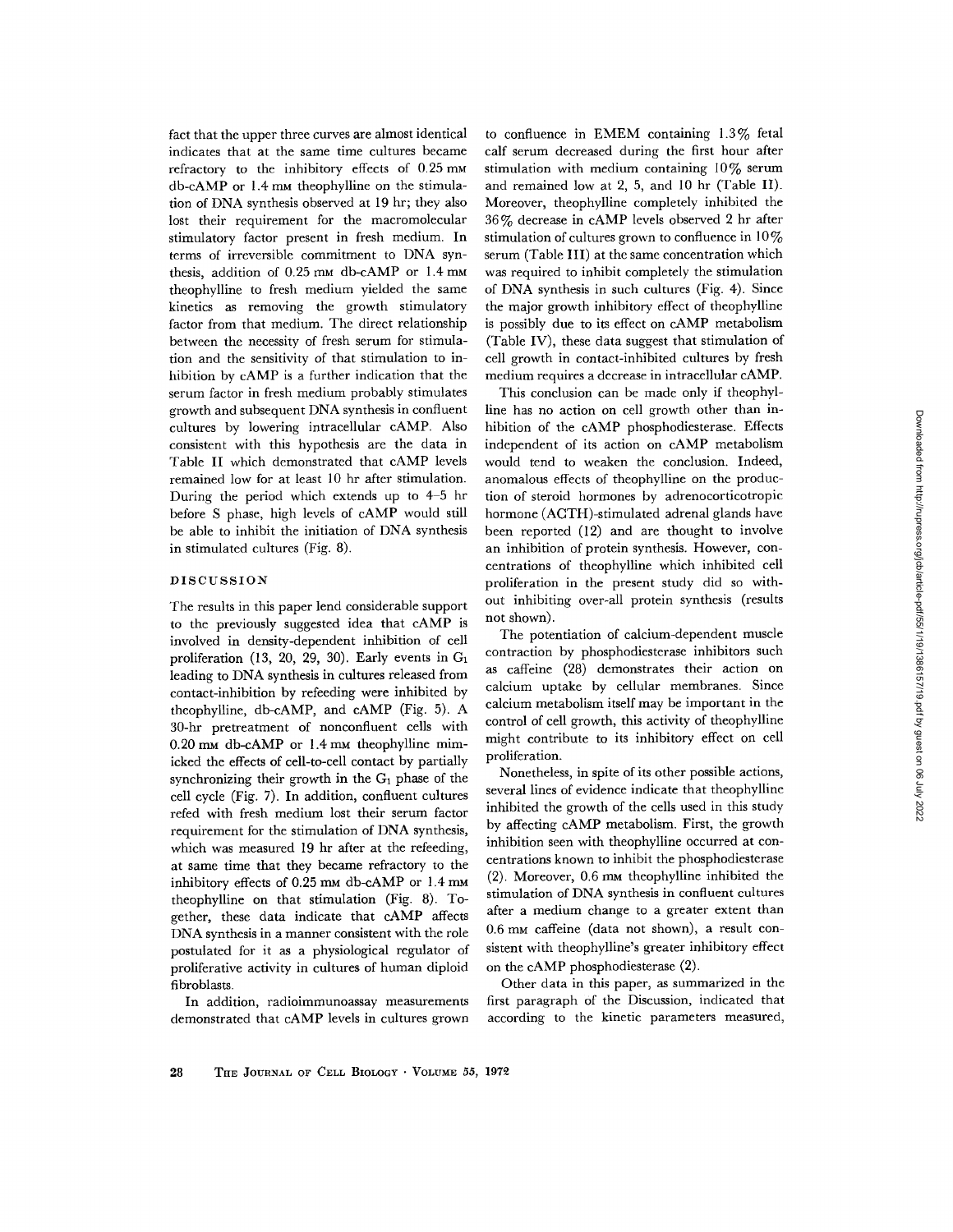fact that the upper three curves are almost identical indicates that at the same time cultures became refractory to the inhibitory effects of 0.25 mM db-cAMP or 1.4 mM theophylline on the stimulation of DNA synthesis observed at 19 hr; they also lost their requirement for the macromolecular stimulatory factor present in fresh medium. In terms of irreversible commitment to DNA synthesis, addition of 0.25 mM db-cAMP or 1.4 mM theophylline to fresh medium yielded the same kinetics as removing the growth stimulatory factor from that medium. The direct relationship between the necessity of fresh serum for stimulation and the sensitivity of that stimulation to inhibition by cAMP is a further indication that the serum factor in fresh medium probably stimulates growth and subsequent DNA synthesis in confluent cultures by lowering intracellular cAMP. Also consistent with this hypothesis are the data in Table II which demonstrated that cAMP levels remained low for at least 10 hr after stimulation. During the period which extends up to 4–5 hr before S phase, high levels of cAMP would still be able to inhibit the initiation of DNA synthesis in stimulated cultures (Fig. 8).

## DISCUSSION

The results in this paper lend considerable support to the previously suggested idea that cAMP is involved in density-dependent inhibition of cell proliferation (13, 20, 29, 30). Early events in $G_1$ leading to DNA synthesis in cultures released from contact-inhibition by refeeding were inhibited by theophylline, db-cAMP, and cAMP (Fig. 5). A 30-hr pretreatment of nonconfluent cells with 0.20 mM db-cAMP or 1.4 mM theophylline mimicked the effects of cell-to-cell contact by partially synchronizing their growth in the $G_1$ phase of the cell cycle (Fig. 7). In addition, confluent cultures refed with fresh medium lost their serum factor requirement for the stimulation of DNA synthesis, which was measured 19 hr after at the refeeding, at same time that they became refractory to the inhibitory effects of 0.25 mM db-cAMP or 1.4 mM theophylline on that stimulation (Fig. 8). Together, these data indicate that cAMP affects DNA synthesis in a manner consistent with the role postulated for it as a physiological regulator of proliferative activity in cultures of human diploid fibroblasts.

In addition, radioimmunoassay measurements demonstrated that cAMP levels in cultures grown to confluence in EMEM containing 1.3% fetal calf serum decreased during the first hour after stimulation with medium containing 10% serum and remained low at 2, 5, and 10 hr (Table II). Moreover, theophylline completely inhibited the 36% decrease in cAMP levels observed 2 hr after stimulation of cultures grown to confluence in 10% serum (Table III) at the same concentration which was required to inhibit completely the stimulation of DNA synthesis in such cultures (Fig. 4). Since the major growth inhibitory effect of theophylline is possibly due to its effect on cAMP metabolism (Table IV), these data suggest that stimulation of cell growth in contact-inhibited cultures by fresh medium requires a decrease in intracellular cAMP.

This conclusion can be made only if theophylline has no action on cell growth other than inhibition of the cAMP phosphodiesterase. Effects independent of its action on cAMP metabolism would tend to weaken the conclusion. Indeed, anomalous effects of theophylline on the production of steroid hormones by adrenocorticotropic hormone (ACTH)-stimulated adrenal glands have been reported (12) and are thought to involve an inhibition of protein synthesis. However, concentrations of theophylline which inhibited cell proliferation in the present study did so without inhibiting over-all protein synthesis (results not shown).

The potentiation of calcium-dependent muscle contraction by phosphodiesterase inhibitors such as caffeine (28) demonstrates their action on calcium uptake by cellular membranes. Since calcium metabolism itself may be important in the control of cell growth, this activity of theophylline might contribute to its inhibitory effect on cell proliferation.

Nonetheless, in spite of its other possible actions, several lines of evidence indicate that theophylline inhibited the growth of the cells used in this study by affecting cAMP metabolism. First, the growth inhibition seen with theophylline occurred at concentrations known to inhibit the phosphodiesterase (2). Moreover, 0.6 mM theophylline inhibited the stimulation of DNA synthesis in confluent cultures after a medium change to a greater extent than 0.6 mM caffeine (data not shown), a result consistent with theophylline's greater inhibitory effect on the cAMP phosphodiesterase (2).

Other data in this paper, as summarized in the first paragraph of the Discussion, indicated that according to the kinetic parameters measured,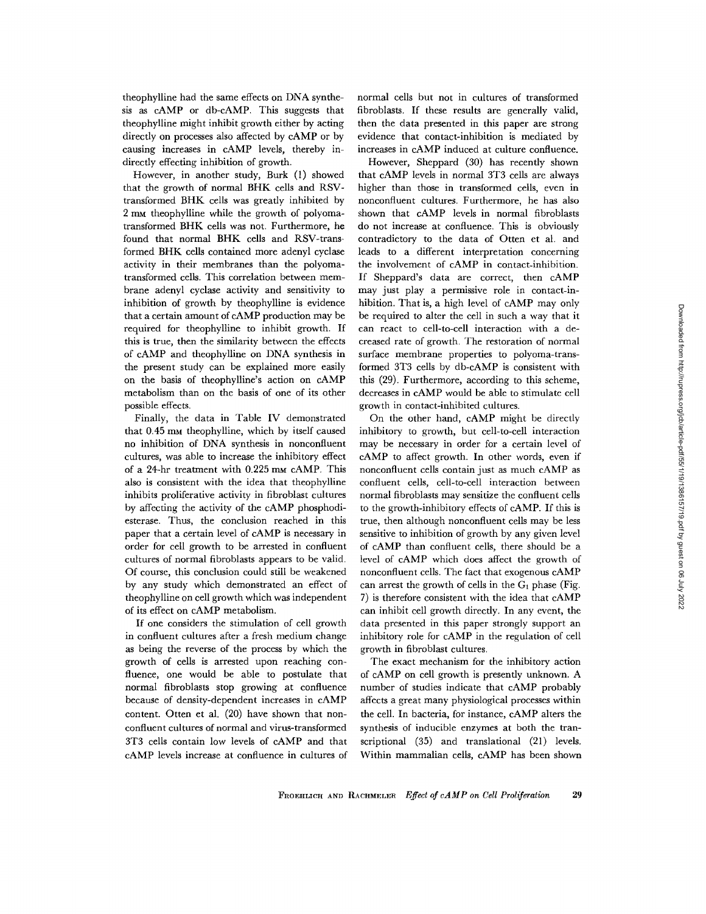theophylline had the same effects on DNA synthesis as cAMP or db-cAMP. This suggests that theophylline might inhibit growth either by acting directly on processes also affected by cAMP or by causing increases in cAMP levels, thereby indirectly effecting inhibition of growth.

However, in another study, Burk (1) showed that the growth of normal BHK cells and RSV-transformed BHK cells was greatly inhibited by 2 mM theophylline while the growth of polyoma-transformed BHK cells was not. Furthermore, he found that normal BHK cells and RSV-transformed BHK cells contained more adenyl cyclase activity in their membranes than the polyoma-transformed cells. This correlation between membrane adenyl cyclase activity and sensitivity to inhibition of growth by theophylline is evidence that a certain amount of cAMP production may be required for theophylline to inhibit growth. If this is true, then the similarity between the effects of cAMP and theophylline on DNA synthesis in the present study can be explained more easily on the basis of theophylline's action on cAMP metabolism than on the basis of one of its other possible effects.

Finally, the data in Table IV demonstrated that 0.45 mM theophylline, which by itself caused no inhibition of DNA synthesis in nonconfluent cultures, was able to increase the inhibitory effect of a 24-hr treatment with 0.225 mM cAMP. This also is consistent with the idea that theophylline inhibits proliferative activity in fibroblast cultures by affecting the activity of the cAMP phosphodiesterase. Thus, the conclusion reached in this paper that a certain level of cAMP is necessary in order for cell growth to be arrested in confluent cultures of normal fibroblasts appears to be valid. Of course, this conclusion could still be weakened by any study which demonstrated an effect of theophylline on cell growth which was independent of its effect on cAMP metabolism.

If one considers the stimulation of cell growth in confluent cultures after a fresh medium change as being the reverse of the process by which the growth of cells is arrested upon reaching confluence, one would be able to postulate that normal fibroblasts stop growing at confluence because of density-dependent increases in cAMP content. Otten et al. (20) have shown that nonconfluent cultures of normal and virus-transformed 3T3 cells contain low levels of cAMP and that cAMP levels increase at confluence in cultures of normal cells but not in cultures of transformed fibroblasts. If these results are generally valid, then the data presented in this paper are strong evidence that contact-inhibition is mediated by increases in cAMP induced at culture confluence.

However, Sheppard (30) has recently shown that cAMP levels in normal 3T3 cells are always higher than those in transformed cells, even in nonconfluent cultures. Furthermore, he has also shown that cAMP levels in normal fibroblasts do not increase at confluence. This is obviously contradictory to the data of Otten et al. and leads to a different interpretation concerning the involvement of cAMP in contact-inhibition. If Sheppard's data are correct, then cAMP may just play a permissive role in contact-inhibition. That is, a high level of cAMP may only be required to alter the cell in such a way that it can react to cell-to-cell interaction with a decreased rate of growth. The restoration of normal surface membrane properties to polyoma-transformed 3T3 cells by db-cAMP is consistent with this (29). Furthermore, according to this scheme, decreases in cAMP would be able to stimulate cell growth in contact-inhibited cultures.

On the other hand, cAMP might be directly inhibitory to growth, but cell-to-cell interaction may be necessary in order for a certain level of cAMP to affect growth. In other words, even if nonconfluent cells contain just as much cAMP as confluent cells, cell-to-cell interaction between normal fibroblasts may sensitize the confluent cells to the growth-inhibitory effects of cAMP. If this is true, then although nonconfluent cells may be less sensitive to inhibition of growth by any given level of cAMP than confluent cells, there should be a level of cAMP which does affect the growth of nonconfluent cells. The fact that exogenous cAMP can arrest the growth of cells in the $G_1$ phase (Fig. 7) is therefore consistent with the idea that cAMP can inhibit cell growth directly. In any event, the data presented in this paper strongly support an inhibitory role for cAMP in the regulation of cell growth in fibroblast cultures.

The exact mechanism for the inhibitory action of cAMP on cell growth is presently unknown. A number of studies indicate that cAMP probably affects a great many physiological processes within the cell. In bacteria, for instance, cAMP alters the synthesis of inducible enzymes at both the transcriptional (35) and translational (21) levels. Within mammalian cells, cAMP has been shown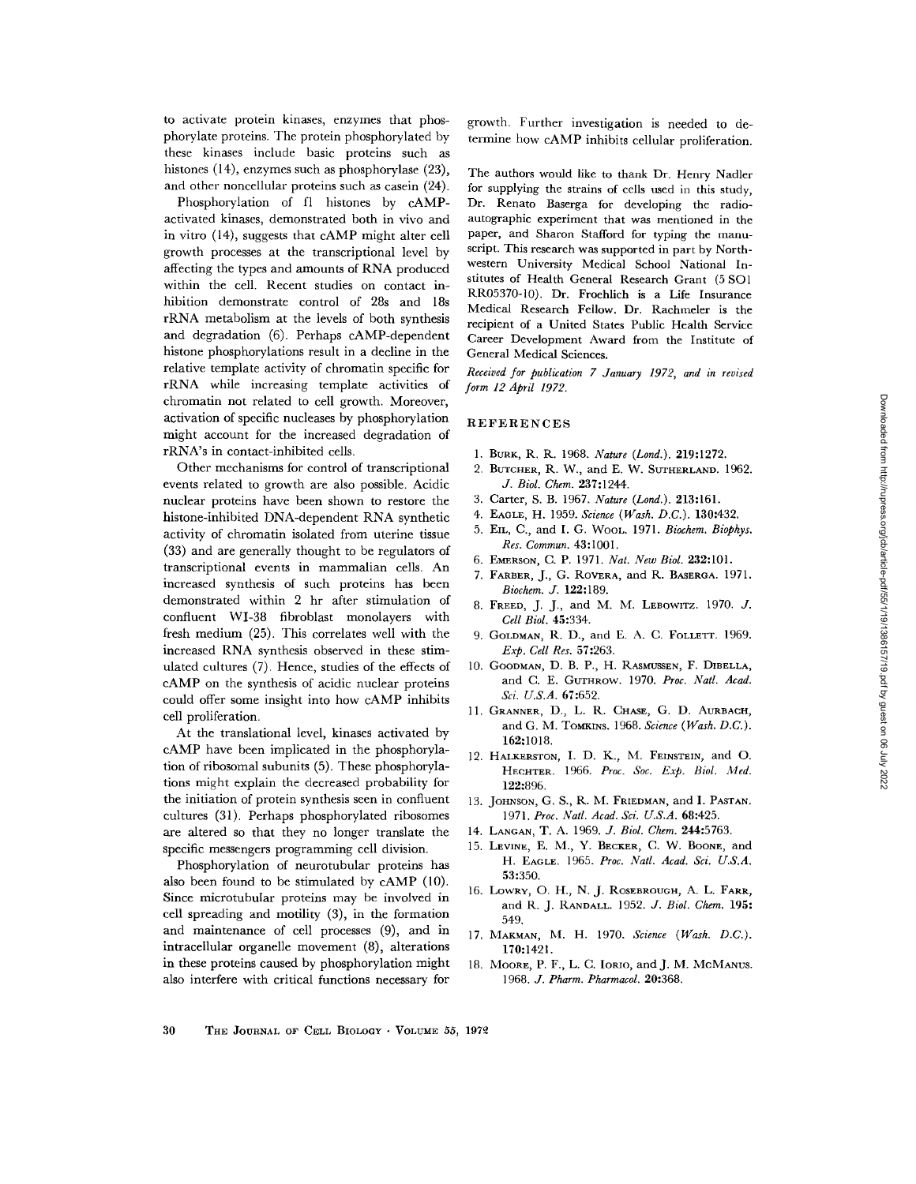to activate protein kinases, enzymes that phosphorylate proteins. The protein phosphorylated by these kinases include basic proteins such as histones (14), enzymes such as phosphorylase (23), and other noncellular proteins such as casein (24).

Phosphorylation of f1 histones by cAMP-activated kinases, demonstrated both in vivo and in vitro (14), suggests that cAMP might alter cell growth processes at the transcriptional level by affecting the types and amounts of RNA produced within the cell. Recent studies on contact inhibition demonstrate control of 28s and 18s rRNA metabolism at the levels of both synthesis and degradation (6). Perhaps cAMP-dependent histone phosphorylations result in a decline in the relative template activity of chromatin specific for rRNA while increasing template activities of chromatin not related to cell growth. Moreover, activation of specific nucleases by phosphorylation might account for the increased degradation of rRNA's in contact-inhibited cells.

Other mechanisms for control of transcriptional events related to growth are also possible. Acidic nuclear proteins have been shown to restore the histone-inhibited DNA-dependent RNA synthetic activity of chromatin isolated from uterine tissue (33) and are generally thought to be regulators of transcriptional events in mammalian cells. An increased synthesis of such proteins has been demonstrated within 2 hr after stimulation of confluent WI-38 fibroblast monolayers with fresh medium (25). This correlates well with the increased RNA synthesis observed in these stimulated cultures (7). Hence, studies of the effects of cAMP on the synthesis of acidic nuclear proteins could offer some insight into how cAMP inhibits cell proliferation.

At the translational level, kinases activated by cAMP have been implicated in the phosphorylation of ribosomal subunits (5). These phosphorylations might explain the decreased probability for the initiation of protein synthesis seen in confluent cultures (31). Perhaps phosphorylated ribosomes are altered so that they no longer translate the specific messengers programming cell division.

Phosphorylation of neurotubular proteins has also been found to be stimulated by cAMP (10). Since microtubular proteins may be involved in cell spreading and motility (3), in the formation and maintenance of cell processes (9), and in intracellular organelle movement (8), alterations in these proteins caused by phosphorylation might also interfere with critical functions necessary for growth. Further investigation is needed to determine how cAMP inhibits cellular proliferation.

The authors would like to thank Dr. Henry Nadler for supplying the strains of cells used in this study, Dr. Renato Baserga for developing the radioautographic experiment that was mentioned in the paper, and Sharon Stafford for typing the manuscript. This research was supported in part by Northwestern University Medical School National Institutes of Health General Research Grant (5 SO1 RR05370-10). Dr. Froehlich is a Life Insurance Medical Research Fellow. Dr. Rachmeler is the recipient of a United States Public Health Service Career Development Award from the Institute of General Medical Sciences.

*Received for publication 7 January 1972, and in revised form 12 April 1972.*

## REFERENCES

1. Burk, R. R. 1968. *Nature (Lond.)*. **219**:1272.
2. Butcher, R. W., and E. W. Sutherland. 1962. *J. Biol. Chem.* **237**:1244.
3. Carter, S. B. 1967. *Nature (Lond.)*. **213**:161.
4. Eagle, H. 1959. *Science (Wash. D.C.)*. **130**:432.
5. Eil, C., and I. G. Wool. 1971. *Biochem. Biophys. Res. Commun.* **43**:1001.
6. Emerson, C. P. 1971. *Nat. New Biol.* **232**:101.
7. Farber, J., G. Rovera, and R. Baserga. 1971. *Biochem. J.* **122**:189.
8. Freed, J. J., and M. M. Lebowitz. 1970. *J. Cell Biol.* **45**:334.
9. Goldman, R. D., and E. A. C. Follett. 1969. *Exp. Cell Res.* **57**:263.
10. Goodman, D. B. P., H. Rasmussen, F. Dibella, and C. E. Guthrow. 1970. *Proc. Natl. Acad. Sci. U.S.A.* **67**:652.
11. Granner, D., L. R. Chase, G. D. Aurbach, and G. M. Tomkins. 1968. *Science (Wash. D.C.)*. **162**:1018.
12. Halkerston, I. D. K., M. Feinstein, and O. Hechter. 1966. *Proc. Soc. Exp. Biol. Med.* **122**:896.
13. Johnson, G. S., R. M. Friedman, and I. Pastan. 1971. *Proc. Natl. Acad. Sci. U.S.A.* **68**:425.
14. Langan, T. A. 1969. *J. Biol. Chem.* **244**:5763.
15. Levine, E. M., Y. Becker, C. W. Boone, and H. Eagle. 1965. *Proc. Natl. Acad. Sci. U.S.A.* **53**:350.
16. Lowry, O. H., N. J. Rosebrough, A. L. Farr, and R. J. Randall. 1952. *J. Biol. Chem.* **195**: 549.
17. Makman, M. H. 1970. *Science (Wash. D.C.)*. **170**:1421.
18. Moore, P. F., L. C. Iorio, and J. M. McManus. 1968. *J. Pharm. Pharmacol.* **20**:368.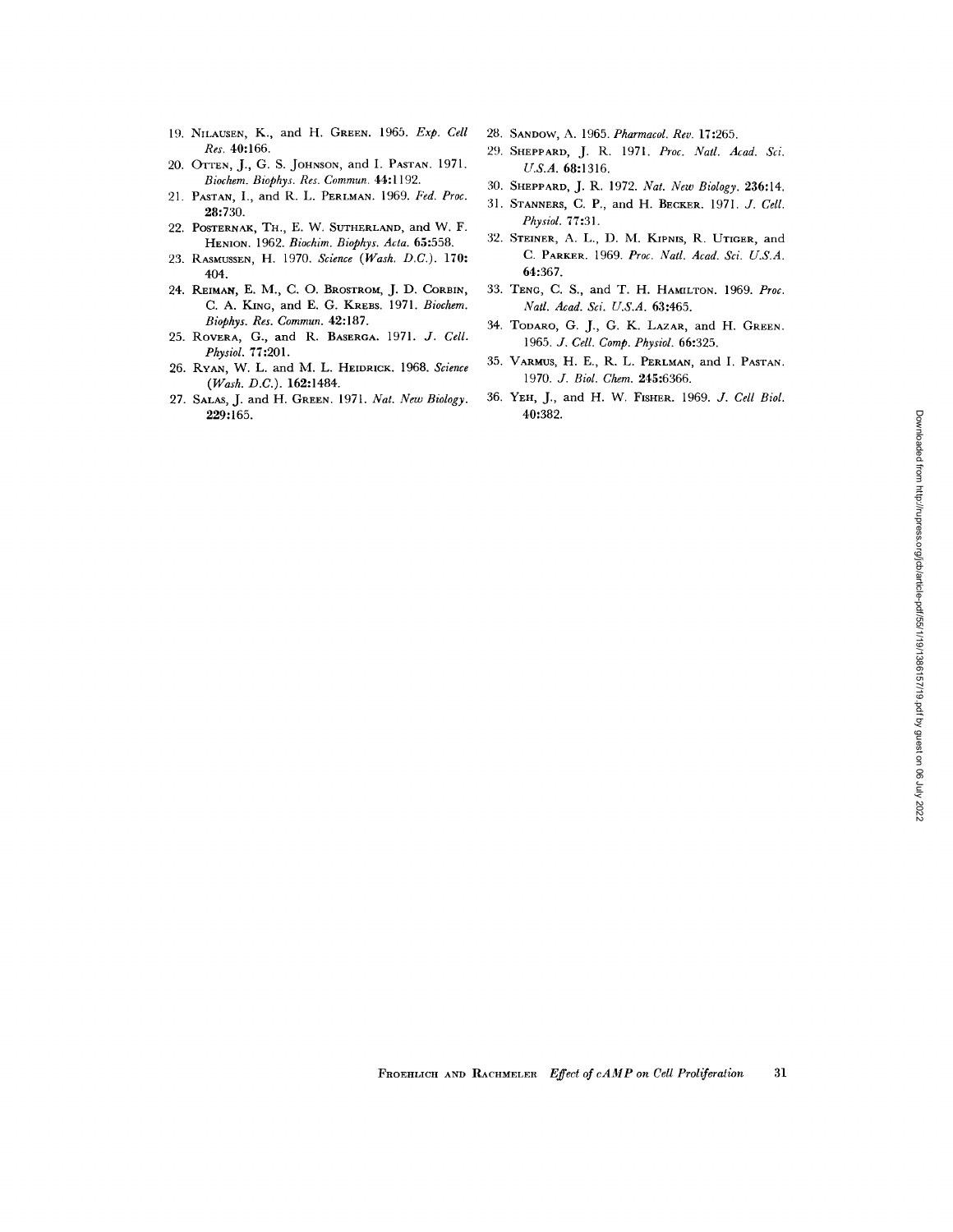19. Nilausen, K., and H. Green. 1965. *Exp. Cell Res.* **40**:166.
20. Otten, J., G. S. Johnson, and I. Pastan. 1971. *Biochem. Biophys. Res. Commun.* **44**:1192.
21. Pastan, I., and R. L. Perlman. 1969. *Fed. Proc.* **28**:730.
22. Posternak, Th., E. W. Sutherland, and W. F. Henion. 1962. *Biochim. Biophys. Acta.* **65**:558.
23. Rasmussen, H. 1970. *Science (Wash. D.C.).* **170**: 404.
24. Reiman, E. M., C. O. Brostrom, J. D. Corbin, C. A. King, and E. G. Krebs. 1971. *Biochem. Biophys. Res. Commun.* **42**:187.
25. Rovera, G., and R. Baserga. 1971. *J. Cell. Physiol.* **77**:201.
26. Ryan, W. L. and M. L. Heidrick. 1968. *Science (Wash. D.C.).* **162**:1484.
27. Salas, J. and H. Green. 1971. *Nat. New Biology.* **229**:165.
28. Sandow, A. 1965. *Pharmacol. Rev.* **17**:265.
29. Sheppard, J. R. 1971. *Proc. Natl. Acad. Sci. U.S.A.* **68**:1316.
30. Sheppard, J. R. 1972. *Nat. New Biology.* **236**:14.
31. Stanners, C. P., and H. Becker. 1971. *J. Cell. Physiol.* **77**:31.
32. Steiner, A. L., D. M. Kipnis, R. Utiger, and C. Parker. 1969. *Proc. Natl. Acad. Sci. U.S.A.* **64**:367.
33. Teng, C. S., and T. H. Hamilton. 1969. *Proc. Natl. Acad. Sci. U.S.A.* **63**:465.
34. Todaro, G. J., G. K. Lazar, and H. Green. 1965. *J. Cell. Comp. Physiol.* **66**:325.
35. Varmus, H. E., R. L. Perlman, and I. Pastan. 1970. *J. Biol. Chem.* **245**:6366.
36. Yeh, J., and H. W. Fisher. 1969. *J. Cell Biol.* **40**:382.